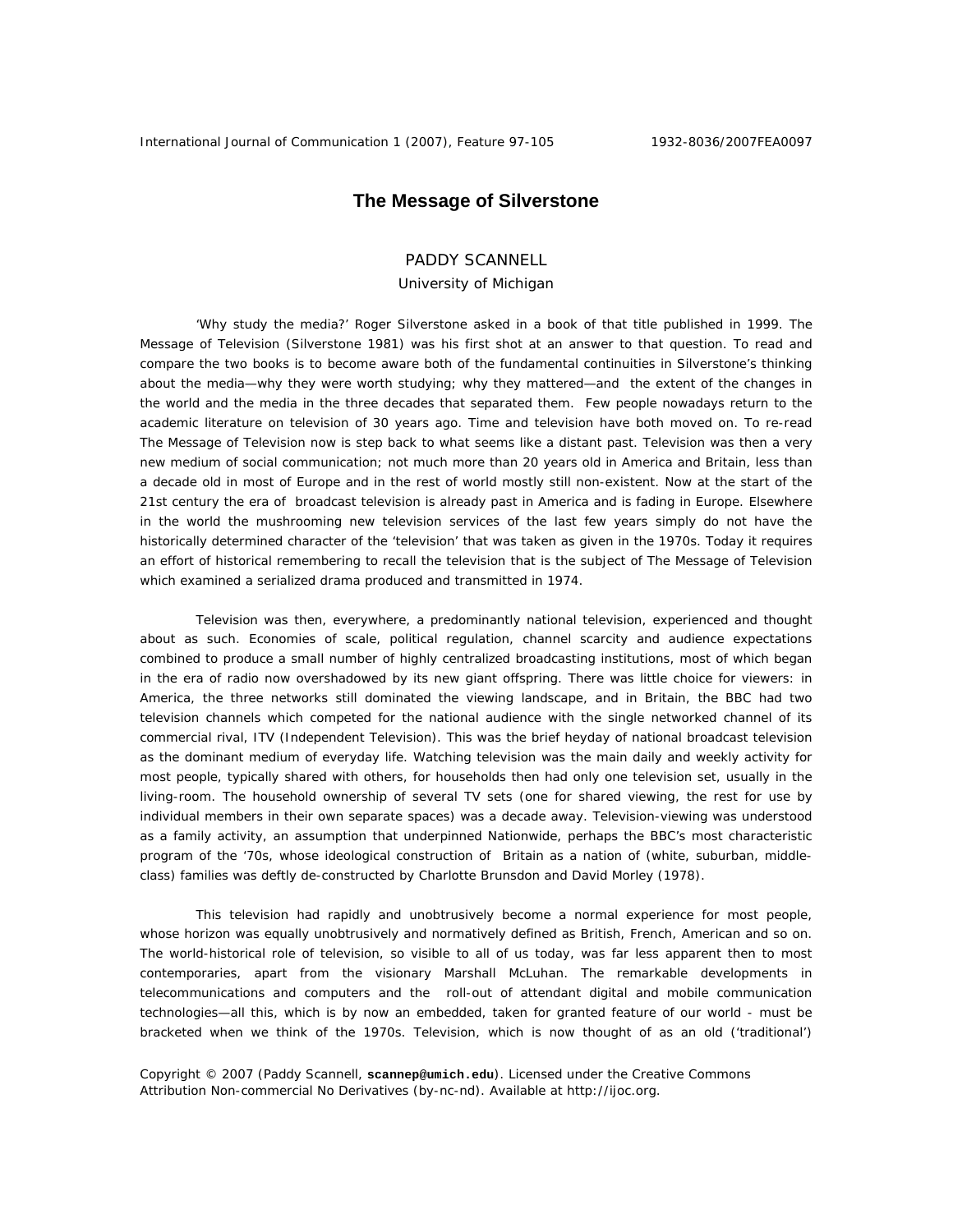# The Message of Silverstone

PADDY SCANNELL
University of Michigan

'Why study the media?' Roger Silverstone asked in a book of that title published in 1999. The Message of Television (Silverstone 1981) was his first shot at an answer to that question. To read and compare the two books is to become aware both of the fundamental continuities in Silverstone's thinking about the media—why they were worth studying; why they mattered—and the extent of the changes in the world and the media in the three decades that separated them. Few people nowadays return to the academic literature on television of 30 years ago. Time and television have both moved on. To re-read The Message of Television now is step back to what seems like a distant past. Television was then a very new medium of social communication; not much more than 20 years old in America and Britain, less than a decade old in most of Europe and in the rest of world mostly still non-existent. Now at the start of the 21st century the era of broadcast television is already past in America and is fading in Europe. Elsewhere in the world the mushrooming new television services of the last few years simply do not have the historically determined character of the 'television' that was taken as given in the 1970s. Today it requires an effort of historical remembering to recall the television that is the subject of The Message of Television which examined a serialized drama produced and transmitted in 1974.

Television was then, everywhere, a predominantly national television, experienced and thought about as such. Economies of scale, political regulation, channel scarcity and audience expectations combined to produce a small number of highly centralized broadcasting institutions, most of which began in the era of radio now overshadowed by its new giant offspring. There was little choice for viewers: in America, the three networks still dominated the viewing landscape, and in Britain, the BBC had two television channels which competed for the national audience with the single networked channel of its commercial rival, ITV (Independent Television). This was the brief heyday of national broadcast television as the dominant medium of everyday life. Watching television was the main daily and weekly activity for most people, typically shared with others, for households then had only one television set, usually in the living-room. The household ownership of several TV sets (one for shared viewing, the rest for use by individual members in their own separate spaces) was a decade away. Television-viewing was understood as a family activity, an assumption that underpinned Nationwide, perhaps the BBC's most characteristic program of the '70s, whose ideological construction of Britain as a nation of (white, suburban, middle-class) families was deftly de-constructed by Charlotte Brunsdon and David Morley (1978).

This television had rapidly and unobtrusively become a normal experience for most people, whose horizon was equally unobtrusively and normatively defined as British, French, American and so on. The world-historical role of television, so visible to all of us today, was far less apparent then to most contemporaries, apart from the visionary Marshall McLuhan. The remarkable developments in telecommunications and computers and the roll-out of attendant digital and mobile communication technologies—all this, which is by now an embedded, taken for granted feature of our world - must be bracketed when we think of the 1970s. Television, which is now thought of as an old ('traditional')

Copyright © 2007 (Paddy Scannell, **scannep@umich.edu**). Licensed under the Creative Commons Attribution Non-commercial No Derivatives (by-nc-nd). Available at http://ijoc.org.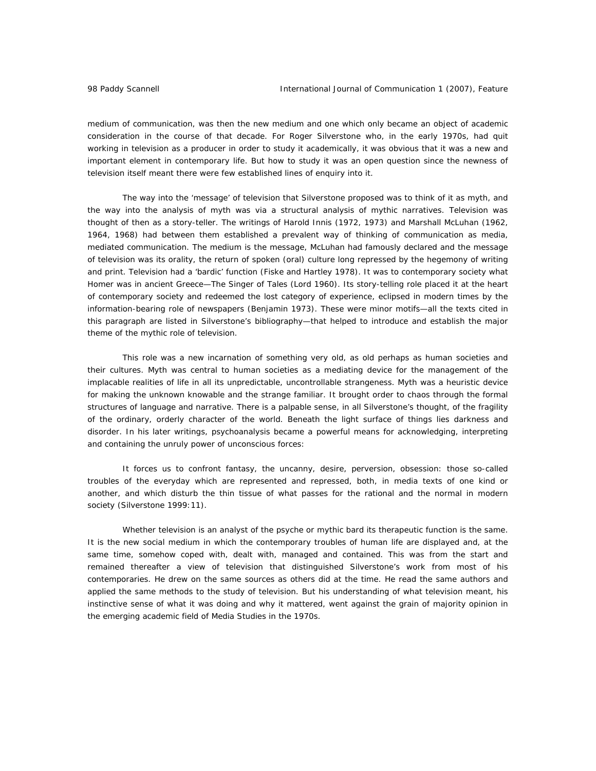medium of communication, was then the new medium and one which only became an object of academic consideration in the course of that decade. For Roger Silverstone who, in the early 1970s, had quit working in television as a producer in order to study it academically, it was obvious that it was a new and important element in contemporary life. But how to study it was an open question since the newness of television itself meant there were few established lines of enquiry into it.

The way into the 'message' of television that Silverstone proposed was to think of it as myth, and the way into the analysis of myth was via a structural analysis of mythic narratives. Television was thought of then as a story-teller. The writings of Harold Innis (1972, 1973) and Marshall McLuhan (1962, 1964, 1968) had between them established a prevalent way of thinking of communication as media, mediated communication. The medium is the message, McLuhan had famously declared and the message of television was its orality, the return of spoken (oral) culture long repressed by the hegemony of writing and print. Television had a 'bardic' function (Fiske and Hartley 1978). It was to contemporary society what Homer was in ancient Greece—The Singer of Tales (Lord 1960). Its story-telling role placed it at the heart of contemporary society and redeemed the lost category of experience, eclipsed in modern times by the information-bearing role of newspapers (Benjamin 1973). These were minor motifs—all the texts cited in this paragraph are listed in Silverstone's bibliography—that helped to introduce and establish the major theme of the mythic role of television.

This role was a new incarnation of something very old, as old perhaps as human societies and their cultures. Myth was central to human societies as a mediating device for the management of the implacable realities of life in all its unpredictable, uncontrollable strangeness. Myth was a heuristic device for making the unknown knowable and the strange familiar. It brought order to chaos through the formal structures of language and narrative. There is a palpable sense, in all Silverstone's thought, of the fragility of the ordinary, orderly character of the world. Beneath the light surface of things lies darkness and disorder. In his later writings, psychoanalysis became a powerful means for acknowledging, interpreting and containing the unruly power of unconscious forces:

> It forces us to confront fantasy, the uncanny, desire, perversion, obsession: those so-called troubles of the everyday which are represented and repressed, both, in media texts of one kind or another, and which disturb the thin tissue of what passes for the rational and the normal in modern society (Silverstone 1999:11).

Whether television is an analyst of the psyche or mythic bard its therapeutic function is the same. It is the new social medium in which the contemporary troubles of human life are displayed and, at the same time, somehow coped with, dealt with, managed and contained. This was from the start and remained thereafter a view of television that distinguished Silverstone's work from most of his contemporaries. He drew on the same sources as others did at the time. He read the same authors and applied the same methods to the study of television. But his understanding of what television meant, his instinctive sense of what it was doing and why it mattered, went against the grain of majority opinion in the emerging academic field of Media Studies in the 1970s.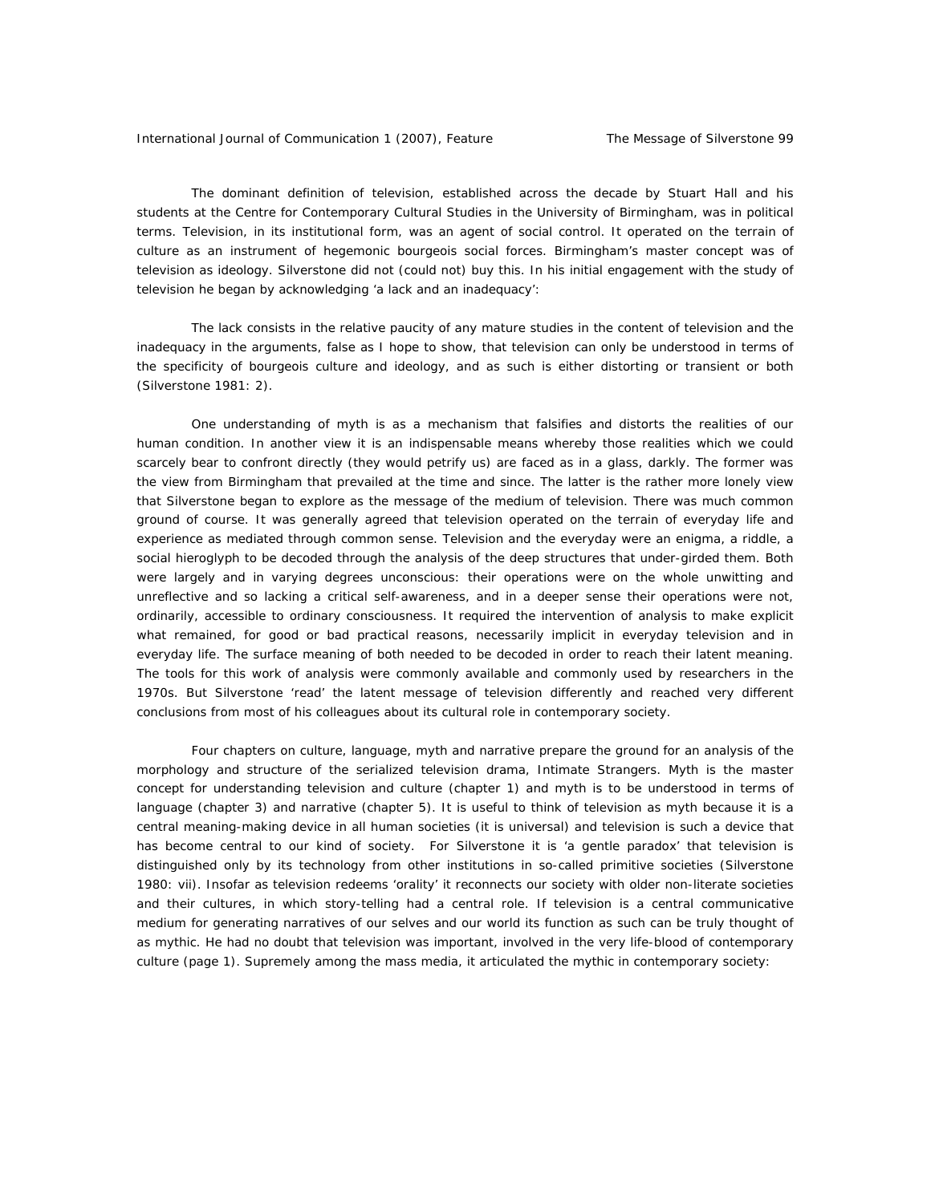The dominant definition of television, established across the decade by Stuart Hall and his students at the Centre for Contemporary Cultural Studies in the University of Birmingham, was in political terms. Television, in its institutional form, was an agent of social control. It operated on the terrain of culture as an instrument of hegemonic bourgeois social forces. Birmingham's master concept was of television as ideology. Silverstone did not (could not) buy this. In his initial engagement with the study of television he began by acknowledging 'a lack and an inadequacy':

> The lack consists in the relative paucity of any mature studies in the content of television and the inadequacy in the arguments, false as I hope to show, that television can only be understood in terms of the specificity of bourgeois culture and ideology, and as such is either distorting or transient or both (Silverstone 1981: 2).

One understanding of myth is as a mechanism that falsifies and distorts the realities of our human condition. In another view it is an indispensable means whereby those realities which we could scarcely bear to confront directly (they would petrify us) are faced as in a glass, darkly. The former was the view from Birmingham that prevailed at the time and since. The latter is the rather more lonely view that Silverstone began to explore as the message of the medium of television. There was much common ground of course. It was generally agreed that television operated on the terrain of everyday life and experience as mediated through common sense. Television and the everyday were an enigma, a riddle, a social hieroglyph to be decoded through the analysis of the deep structures that under-girded them. Both were largely and in varying degrees unconscious: their operations were on the whole unwitting and unreflective and so lacking a critical self-awareness, and in a deeper sense their operations were not, ordinarily, accessible to ordinary consciousness. It required the intervention of analysis to make explicit what remained, for good or bad practical reasons, necessarily implicit in everyday television and in everyday life. The surface meaning of both needed to be decoded in order to reach their latent meaning. The tools for this work of analysis were commonly available and commonly used by researchers in the 1970s. But Silverstone 'read' the latent message of television differently and reached very different conclusions from most of his colleagues about its cultural role in contemporary society.

Four chapters on culture, language, myth and narrative prepare the ground for an analysis of the morphology and structure of the serialized television drama, *Intimate Strangers*. Myth is the master concept for understanding television and culture (chapter 1) and myth is to be understood in terms of language (chapter 3) and narrative (chapter 5). It is useful to think of television as myth because it is a central meaning-making device in all human societies (it is universal) and television is such a device that has become central to our kind of society. For Silverstone it is 'a gentle paradox' that television is distinguished only by its technology from other institutions in so-called primitive societies (Silverstone 1980: vii). Insofar as television redeems 'orality' it reconnects our society with older non-literate societies and their cultures, in which story-telling had a central role. If television is a central communicative medium for generating narratives of our selves and our world its function as such can be truly thought of as mythic. He had no doubt that television was important, involved in the very life-blood of contemporary culture (page 1). Supremely among the mass media, it articulated the mythic in contemporary society: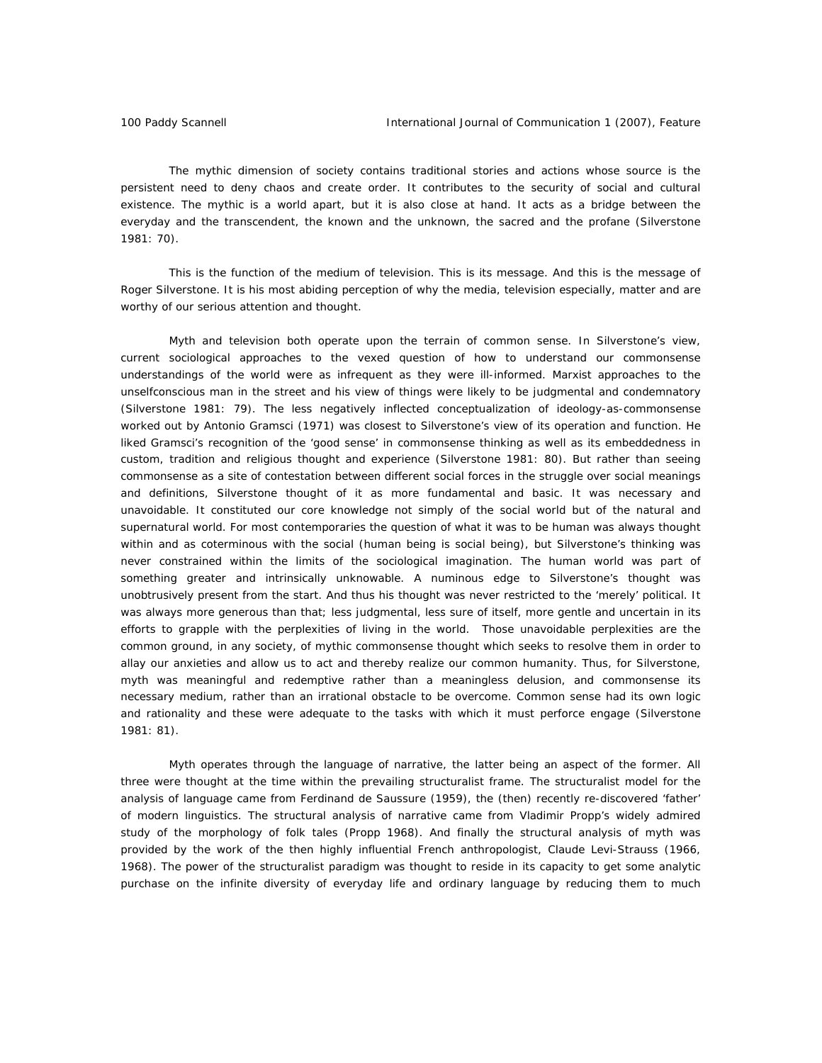The mythic dimension of society contains traditional stories and actions whose source is the persistent need to deny chaos and create order. It contributes to the security of social and cultural existence. The mythic is a world apart, but it is also close at hand. It acts as a bridge between the everyday and the transcendent, the known and the unknown, the sacred and the profane (Silverstone 1981: 70).

This is the function of the medium of television. This is its message. And this is the message of Roger Silverstone. It is his most abiding perception of why the media, television especially, matter and are worthy of our serious attention and thought.

Myth and television both operate upon the terrain of common sense. In Silverstone's view, current sociological approaches to the vexed question of how to understand our commonsense understandings of the world were as infrequent as they were ill-informed. Marxist approaches to the unselfconscious man in the street and his view of things were likely to be judgmental and condemnatory (Silverstone 1981: 79). The less negatively inflected conceptualization of ideology-as-commonsense worked out by Antonio Gramsci (1971) was closest to Silverstone's view of its operation and function. He liked Gramsci's recognition of the 'good sense' in commonsense thinking as well as its embeddedness in custom, tradition and religious thought and experience (Silverstone 1981: 80). But rather than seeing commonsense as a site of contestation between different social forces in the struggle over social meanings and definitions, Silverstone thought of it as more fundamental and basic. It was necessary and unavoidable. It constituted our core knowledge not simply of the social world but of the natural and supernatural world. For most contemporaries the question of what it was to be human was always thought within and as coterminous with the social (human being is social being), but Silverstone's thinking was never constrained within the limits of the sociological imagination. The human world was part of something greater and intrinsically unknowable. A numinous edge to Silverstone's thought was unobtrusively present from the start. And thus his thought was never restricted to the 'merely' political. It was always more generous than that; less judgmental, less sure of itself, more gentle and uncertain in its efforts to grapple with the perplexities of living in the world. Those unavoidable perplexities are the common ground, in any society, of mythic commonsense thought which seeks to resolve them in order to allay our anxieties and allow us to act and thereby realize our common humanity. Thus, for Silverstone, myth was meaningful and redemptive rather than a meaningless delusion, and commonsense its necessary medium, rather than an irrational obstacle to be overcome. Common sense had its own logic and rationality and these were adequate to the tasks with which it must perforce engage (Silverstone 1981: 81).

Myth operates through the language of narrative, the latter being an aspect of the former. All three were thought at the time within the prevailing structuralist frame. The structuralist model for the analysis of language came from Ferdinand de Saussure (1959), the (then) recently re-discovered 'father' of modern linguistics. The structural analysis of narrative came from Vladimir Propp's widely admired study of the morphology of folk tales (Propp 1968). And finally the structural analysis of myth was provided by the work of the then highly influential French anthropologist, Claude Levi-Strauss (1966, 1968). The power of the structuralist paradigm was thought to reside in its capacity to get some analytic purchase on the infinite diversity of everyday life and ordinary language by reducing them to much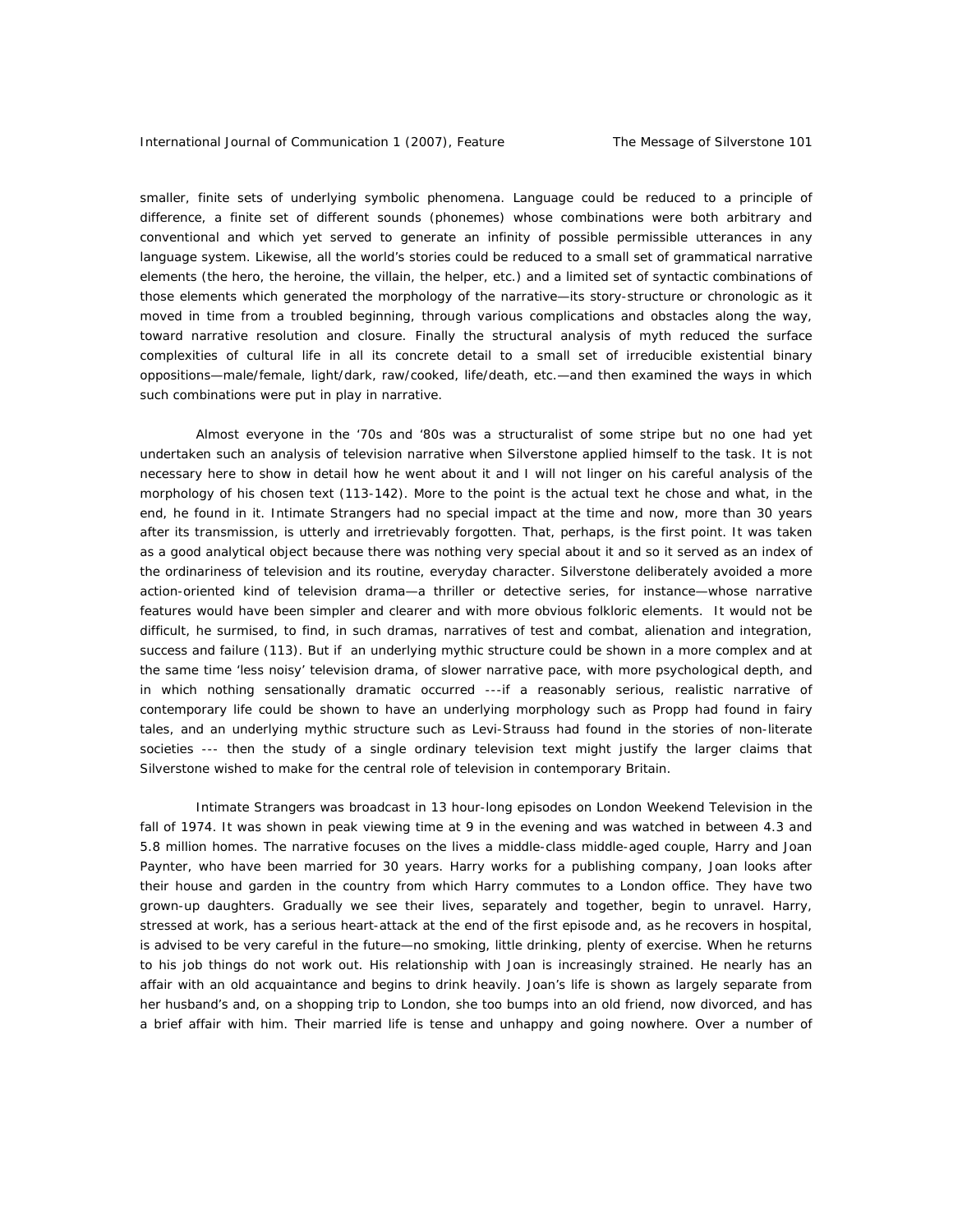smaller, finite sets of underlying symbolic phenomena. Language could be reduced to a principle of difference, a finite set of different sounds (phonemes) whose combinations were both arbitrary and conventional and which yet served to generate an infinity of possible permissible utterances in any language system. Likewise, all the world's stories could be reduced to a small set of grammatical narrative elements (the hero, the heroine, the villain, the helper, etc.) and a limited set of syntactic combinations of those elements which generated the morphology of the narrative—its story-structure or chronologic as it moved in time from a troubled beginning, through various complications and obstacles along the way, toward narrative resolution and closure. Finally the structural analysis of myth reduced the surface complexities of cultural life in all its concrete detail to a small set of irreducible existential binary oppositions—male/female, light/dark, raw/cooked, life/death, etc.—and then examined the ways in which such combinations were put in play in narrative.

Almost everyone in the '70s and '80s was a structuralist of some stripe but no one had yet undertaken such an analysis of television narrative when Silverstone applied himself to the task. It is not necessary here to show in detail how he went about it and I will not linger on his careful analysis of the morphology of his chosen text (113-142). More to the point is the actual text he chose and what, in the end, he found in it. *Intimate Strangers* had no special impact at the time and now, more than 30 years after its transmission, is utterly and irretrievably forgotten. That, perhaps, is the first point. It was taken as a good analytical object because there was nothing very special about it and so it served as an index of the ordinariness of television and its routine, everyday character. Silverstone deliberately avoided a more action-oriented kind of television drama—a thriller or detective series, for instance—whose narrative features would have been simpler and clearer and with more obvious folkloric elements. It would not be difficult, he surmised, to find, in such dramas, narratives of test and combat, alienation and integration, success and failure (113). But if an underlying mythic structure could be shown in a more complex and at the same time 'less noisy' television drama, of slower narrative pace, with more psychological depth, and in which nothing sensationally dramatic occurred ---if a reasonably serious, realistic narrative of contemporary life could be shown to have an underlying morphology such as Propp had found in fairy tales, and an underlying mythic structure such as Levi-Strauss had found in the stories of non-literate societies --- then the study of a single ordinary television text might justify the larger claims that Silverstone wished to make for the central role of television in contemporary Britain.

*Intimate Strangers* was broadcast in 13 hour-long episodes on London Weekend Television in the fall of 1974. It was shown in peak viewing time at 9 in the evening and was watched in between 4.3 and 5.8 million homes. The narrative focuses on the lives a middle-class middle-aged couple, Harry and Joan Paynter, who have been married for 30 years. Harry works for a publishing company, Joan looks after their house and garden in the country from which Harry commutes to a London office. They have two grown-up daughters. Gradually we see their lives, separately and together, begin to unravel. Harry, stressed at work, has a serious heart-attack at the end of the first episode and, as he recovers in hospital, is advised to be very careful in the future—no smoking, little drinking, plenty of exercise. When he returns to his job things do not work out. His relationship with Joan is increasingly strained. He nearly has an affair with an old acquaintance and begins to drink heavily. Joan's life is shown as largely separate from her husband's and, on a shopping trip to London, she too bumps into an old friend, now divorced, and has a brief affair with him. Their married life is tense and unhappy and going nowhere. Over a number of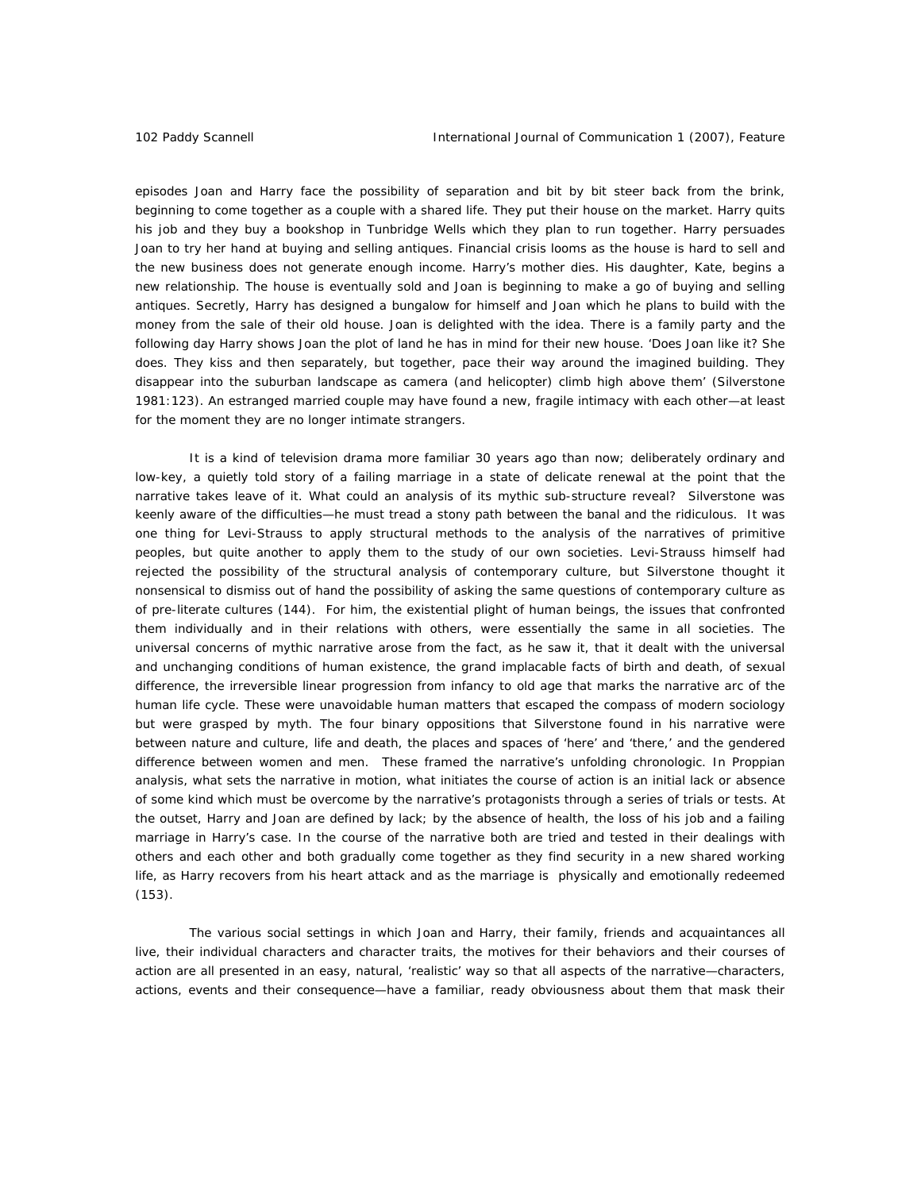episodes Joan and Harry face the possibility of separation and bit by bit steer back from the brink, beginning to come together as a couple with a shared life. They put their house on the market. Harry quits his job and they buy a bookshop in Tunbridge Wells which they plan to run together. Harry persuades Joan to try her hand at buying and selling antiques. Financial crisis looms as the house is hard to sell and the new business does not generate enough income. Harry's mother dies. His daughter, Kate, begins a new relationship. The house is eventually sold and Joan is beginning to make a go of buying and selling antiques. Secretly, Harry has designed a bungalow for himself and Joan which he plans to build with the money from the sale of their old house. Joan is delighted with the idea. There is a family party and the following day Harry shows Joan the plot of land he has in mind for their new house. 'Does Joan like it? She does. They kiss and then separately, but together, pace their way around the imagined building. They disappear into the suburban landscape as camera (and helicopter) climb high above them' (Silverstone 1981:123). An estranged married couple may have found a new, fragile intimacy with each other—at least for the moment they are no longer intimate strangers.

It is a kind of television drama more familiar 30 years ago than now; deliberately ordinary and low-key, a quietly told story of a failing marriage in a state of delicate renewal at the point that the narrative takes leave of it. What could an analysis of its mythic sub-structure reveal? Silverstone was keenly aware of the difficulties—he must tread a stony path between the banal and the ridiculous. It was one thing for Levi-Strauss to apply structural methods to the analysis of the narratives of primitive peoples, but quite another to apply them to the study of our own societies. Levi-Strauss himself had rejected the possibility of the structural analysis of contemporary culture, but Silverstone thought it nonsensical to dismiss out of hand the possibility of asking the same questions of contemporary culture as of pre-literate cultures (144). For him, the existential plight of human beings, the issues that confronted them individually and in their relations with others, were essentially the same in all societies. The universal concerns of mythic narrative arose from the fact, as he saw it, that it dealt with the universal and unchanging conditions of human existence, the grand implacable facts of birth and death, of sexual difference, the irreversible linear progression from infancy to old age that marks the narrative arc of the human life cycle. These were unavoidable human matters that escaped the compass of modern sociology but were grasped by myth. The four binary oppositions that Silverstone found in his narrative were between nature and culture, life and death, the places and spaces of 'here' and 'there,' and the gendered difference between women and men. These framed the narrative's unfolding chronologic. In Proppian analysis, what sets the narrative in motion, what initiates the course of action is an initial lack or absence of some kind which must be overcome by the narrative's protagonists through a series of trials or tests. At the outset, Harry and Joan are defined by lack; by the absence of health, the loss of his job and a failing marriage in Harry's case. In the course of the narrative both are tried and tested in their dealings with others and each other and both gradually come together as they find security in a new shared working life, as Harry recovers from his heart attack and as the marriage is physically and emotionally redeemed (153).

The various social settings in which Joan and Harry, their family, friends and acquaintances all live, their individual characters and character traits, the motives for their behaviors and their courses of action are all presented in an easy, natural, 'realistic' way so that all aspects of the narrative—characters, actions, events and their consequence—have a familiar, ready obviousness about them that mask their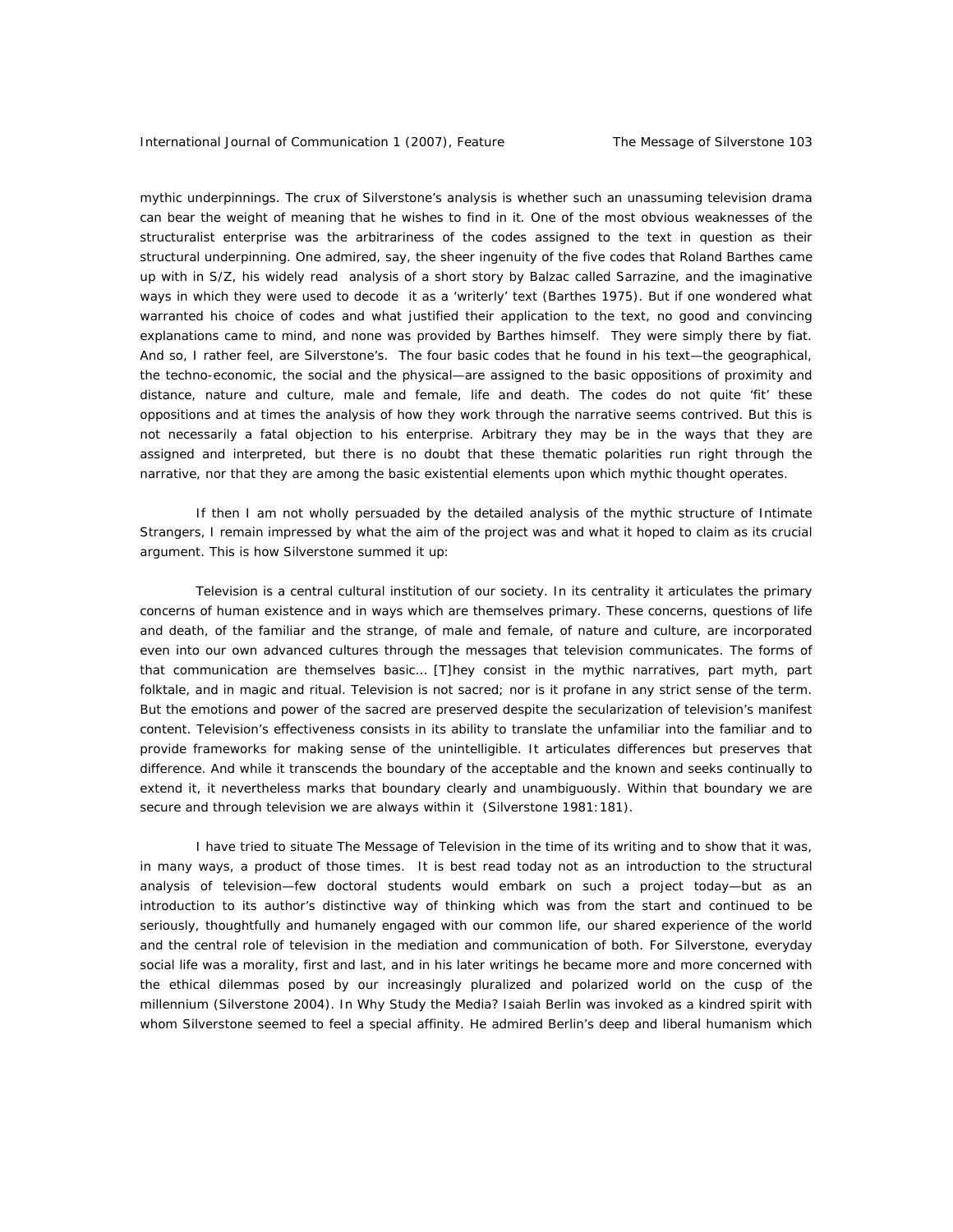mythic underpinnings. The crux of Silverstone's analysis is whether such an unassuming television drama can bear the weight of meaning that he wishes to find in it. One of the most obvious weaknesses of the structuralist enterprise was the arbitrariness of the codes assigned to the text in question as their structural underpinning. One admired, say, the sheer ingenuity of the five codes that Roland Barthes came up with in S/Z, his widely read analysis of a short story by Balzac called Sarrazine, and the imaginative ways in which they were used to decode it as a 'writerly' text (Barthes 1975). But if one wondered what warranted his choice of codes and what justified their application to the text, no good and convincing explanations came to mind, and none was provided by Barthes himself. They were simply there by fiat. And so, I rather feel, are Silverstone's. The four basic codes that he found in his text—the geographical, the techno-economic, the social and the physical—are assigned to the basic oppositions of proximity and distance, nature and culture, male and female, life and death. The codes do not quite 'fit' these oppositions and at times the analysis of how they work through the narrative seems contrived. But this is not necessarily a fatal objection to his enterprise. Arbitrary they may be in the ways that they are assigned and interpreted, but there is no doubt that these thematic polarities run right through the narrative, nor that they are among the basic existential elements upon which mythic thought operates.

If then I am not wholly persuaded by the detailed analysis of the mythic structure of Intimate Strangers, I remain impressed by what the aim of the project was and what it hoped to claim as its crucial argument. This is how Silverstone summed it up:

> Television is a central cultural institution of our society. In its centrality it articulates the primary concerns of human existence and in ways which are themselves primary. These concerns, questions of life and death, of the familiar and the strange, of male and female, of nature and culture, are incorporated even into our own advanced cultures through the messages that television communicates. The forms of that communication are themselves basic… [T]hey consist in the mythic narratives, part myth, part folktale, and in magic and ritual. Television is not sacred; nor is it profane in any strict sense of the term. But the emotions and power of the sacred are preserved despite the secularization of television's manifest content. Television's effectiveness consists in its ability to translate the unfamiliar into the familiar and to provide frameworks for making sense of the unintelligible. It articulates differences but preserves that difference. And while it transcends the boundary of the acceptable and the known and seeks continually to extend it, it nevertheless marks that boundary clearly and unambiguously. Within that boundary we are secure and through television we are always within it (Silverstone 1981:181).

I have tried to situate The Message of Television in the time of its writing and to show that it was, in many ways, a product of those times. It is best read today not as an introduction to the structural analysis of television—few doctoral students would embark on such a project today—but as an introduction to its author's distinctive way of thinking which was from the start and continued to be seriously, thoughtfully and humanely engaged with our common life, our shared experience of the world and the central role of television in the mediation and communication of both. For Silverstone, everyday social life was a morality, first and last, and in his later writings he became more and more concerned with the ethical dilemmas posed by our increasingly pluralized and polarized world on the cusp of the millennium (Silverstone 2004). In Why Study the Media? Isaiah Berlin was invoked as a kindred spirit with whom Silverstone seemed to feel a special affinity. He admired Berlin's deep and liberal humanism which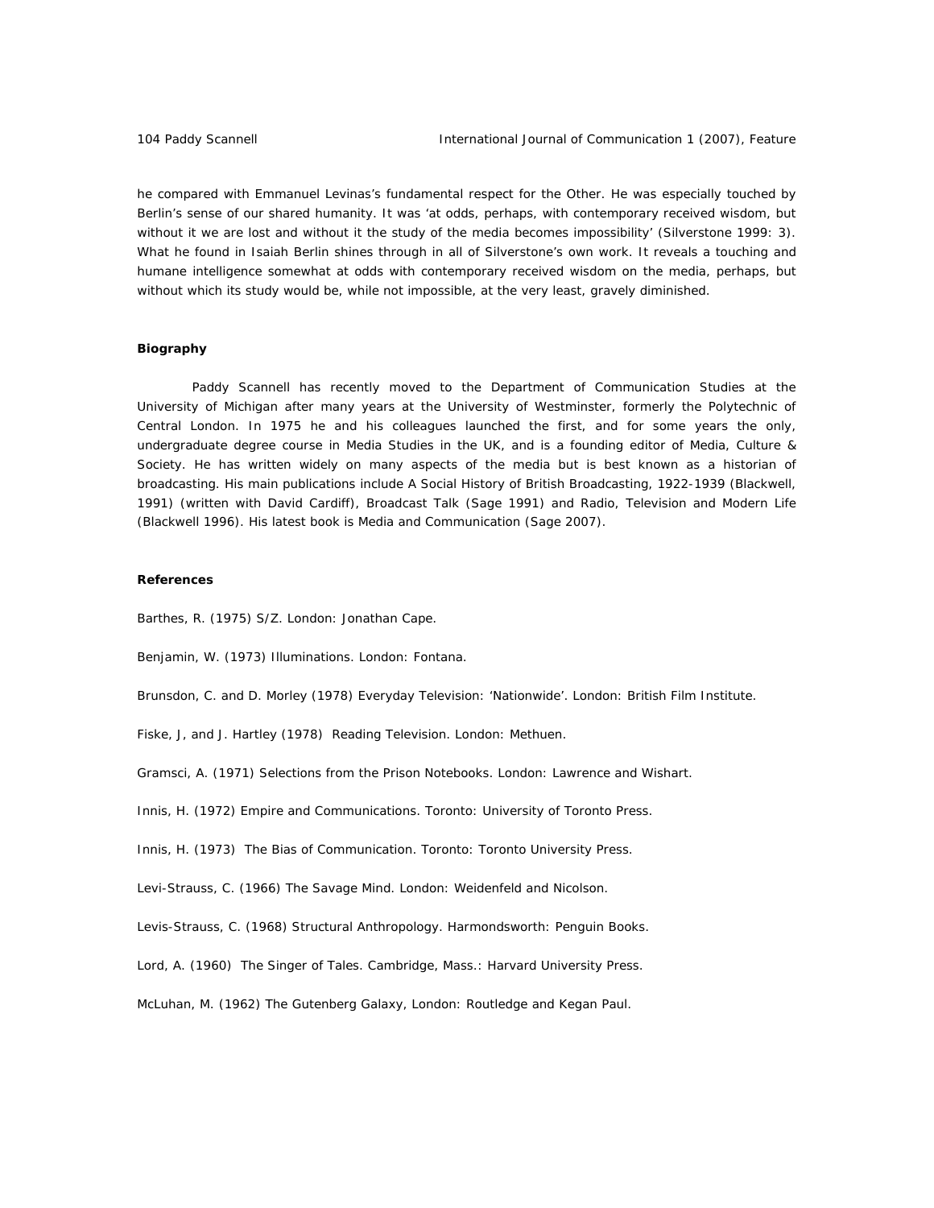he compared with Emmanuel Levinas's fundamental respect for the Other. He was especially touched by Berlin's sense of our shared humanity. It was 'at odds, perhaps, with contemporary received wisdom, but without it we are lost and without it the study of the media becomes impossibility' (Silverstone 1999: 3). What he found in Isaiah Berlin shines through in all of Silverstone's own work. It reveals a touching and humane intelligence somewhat at odds with contemporary received wisdom on the media, perhaps, but without which its study would be, while not impossible, at the very least, gravely diminished.

**Biography**

Paddy Scannell has recently moved to the Department of Communication Studies at the University of Michigan after many years at the University of Westminster, formerly the Polytechnic of Central London. In 1975 he and his colleagues launched the first, and for some years the only, undergraduate degree course in Media Studies in the UK, and is a founding editor of Media, Culture & Society. He has written widely on many aspects of the media but is best known as a historian of broadcasting. His main publications include A Social History of British Broadcasting, 1922-1939 (Blackwell, 1991) (written with David Cardiff), Broadcast Talk (Sage 1991) and Radio, Television and Modern Life (Blackwell 1996). His latest book is Media and Communication (Sage 2007).

**References**

Barthes, R. (1975) S/Z. London: Jonathan Cape.

Benjamin, W. (1973) Illuminations. London: Fontana.

Brunsdon, C. and D. Morley (1978) Everyday Television: 'Nationwide'. London: British Film Institute.

Fiske, J, and J. Hartley (1978) Reading Television. London: Methuen.

Gramsci, A. (1971) Selections from the Prison Notebooks. London: Lawrence and Wishart.

Innis, H. (1972) Empire and Communications. Toronto: University of Toronto Press.

Innis, H. (1973) The Bias of Communication. Toronto: Toronto University Press.

Levi-Strauss, C. (1966) The Savage Mind. London: Weidenfeld and Nicolson.

Levis-Strauss, C. (1968) Structural Anthropology. Harmondsworth: Penguin Books.

Lord, A. (1960) The Singer of Tales. Cambridge, Mass.: Harvard University Press.

McLuhan, M. (1962) The Gutenberg Galaxy, London: Routledge and Kegan Paul.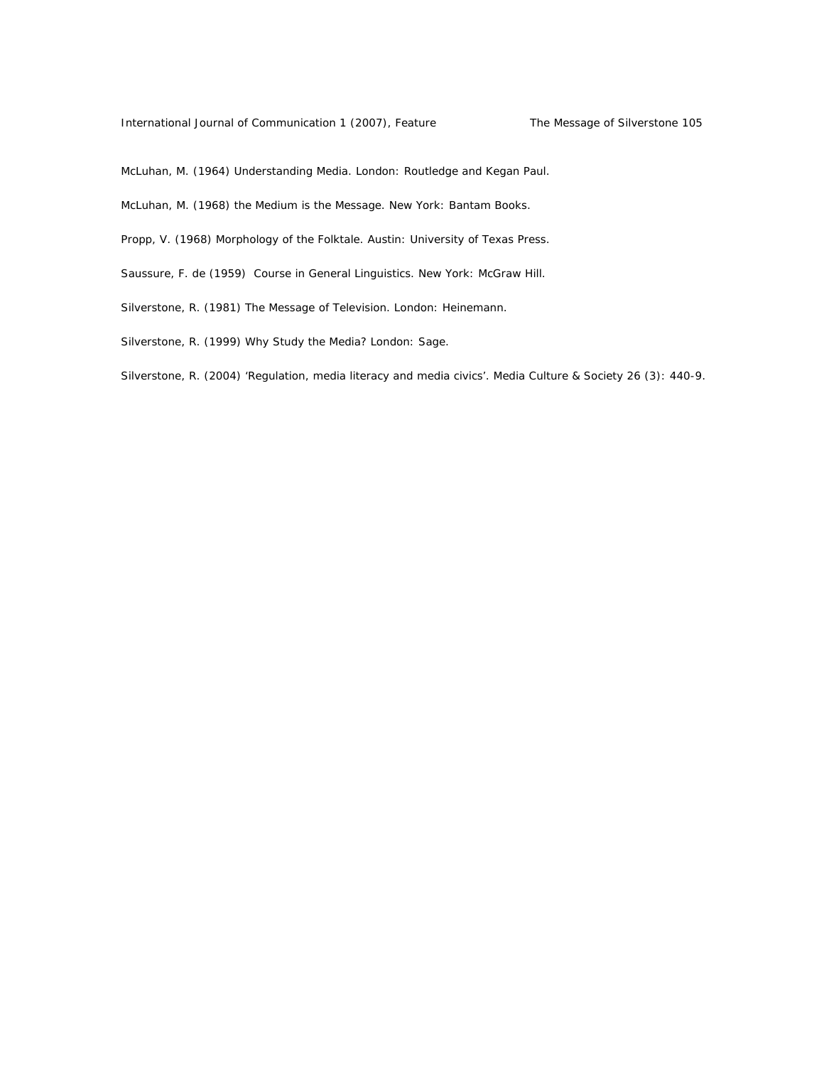McLuhan, M. (1964) Understanding Media. London: Routledge and Kegan Paul.

McLuhan, M. (1968) the Medium is the Message. New York: Bantam Books.

Propp, V. (1968) Morphology of the Folktale. Austin: University of Texas Press.

Saussure, F. de (1959) Course in General Linguistics. New York: McGraw Hill.

Silverstone, R. (1981) The Message of Television. London: Heinemann.

Silverstone, R. (1999) Why Study the Media? London: Sage.

Silverstone, R. (2004) 'Regulation, media literacy and media civics'. Media Culture & Society 26 (3): 440-9.